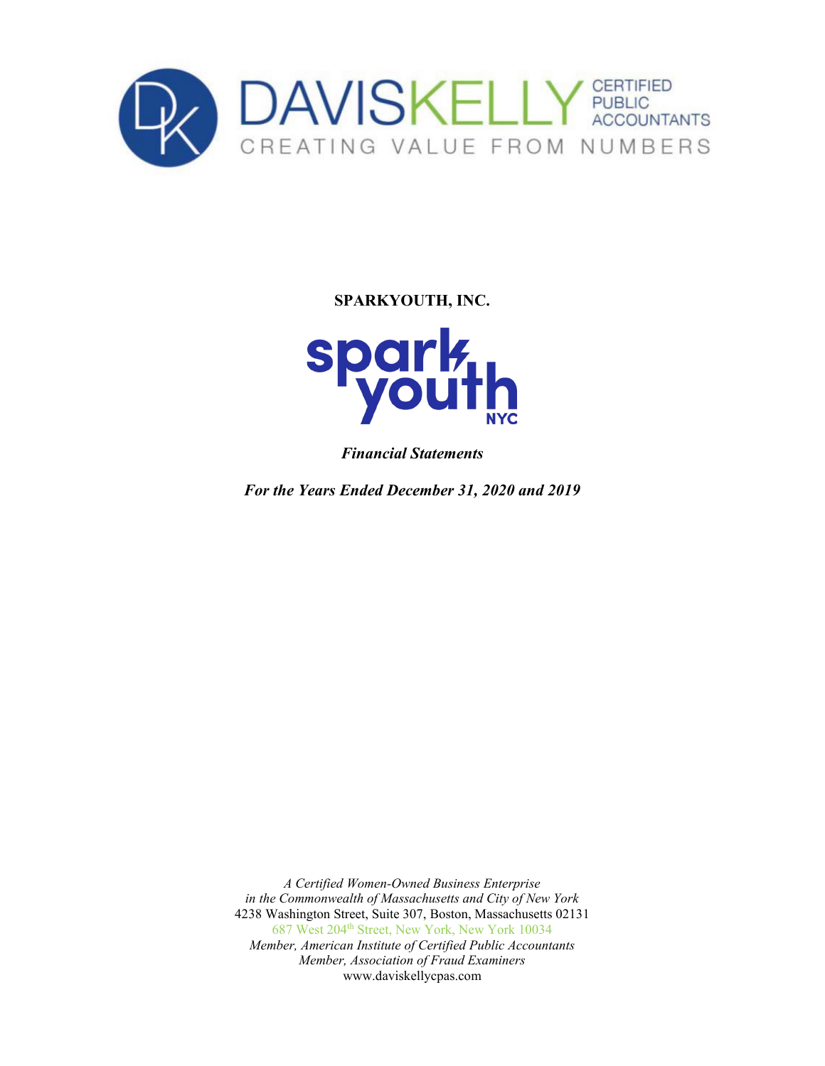DAVISKELLY CERTIFIED PUBLIC ACCOUNTANTS

CREATING VALUE FROM NUMBERS

**SPARKYOUTH, INC.**

***Financial Statements***

***For the Years Ended December 31, 2020 and 2019***

*A Certified Women-Owned Business Enterprise*
*in the Commonwealth of Massachusetts and City of New York*
4238 Washington Street, Suite 307, Boston, Massachusetts 02131
687 West 204th Street, New York, New York 10034
*Member, American Institute of Certified Public Accountants*
*Member, Association of Fraud Examiners*
www.daviskellycpas.com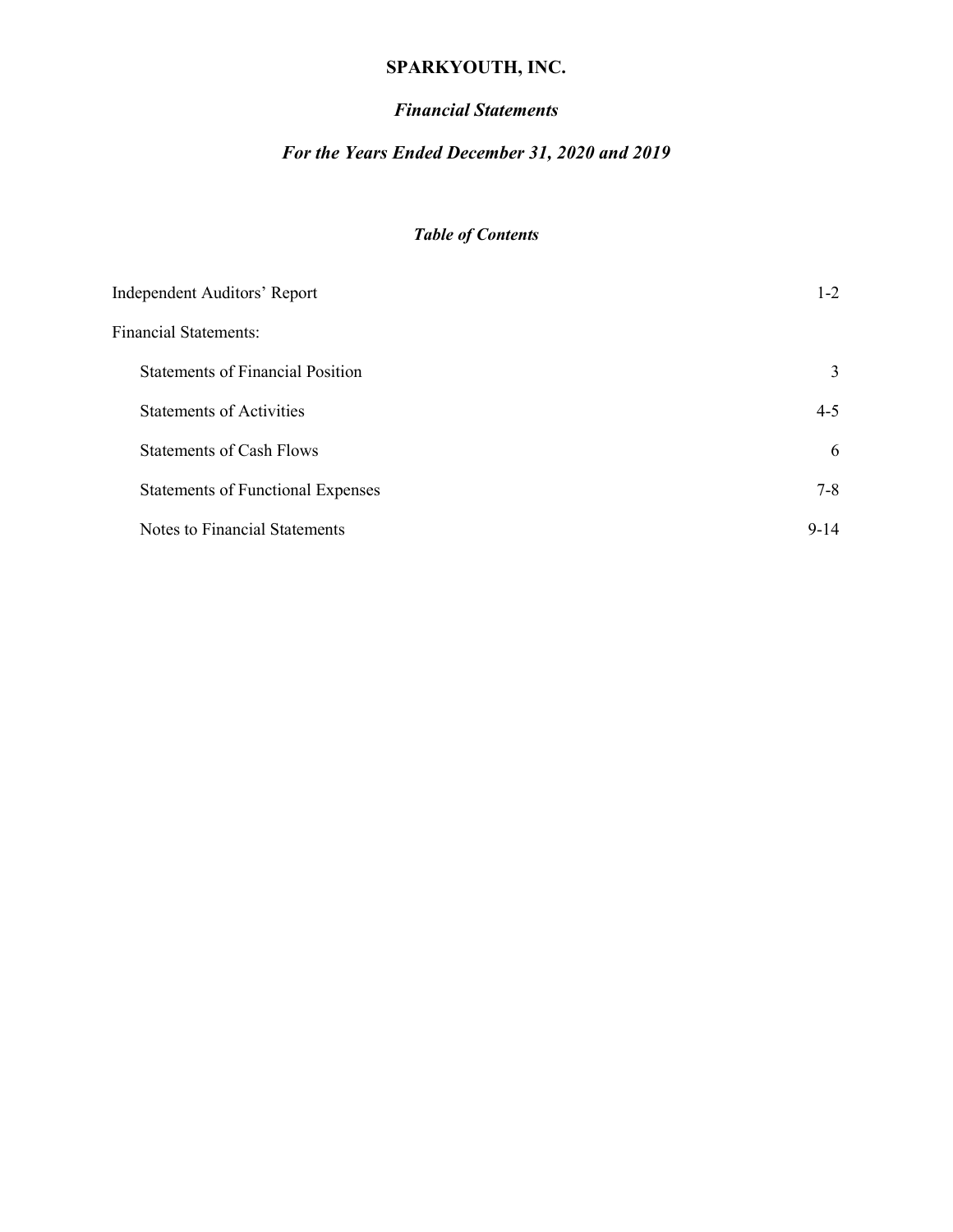# SPARKYOUTH, INC.

## *Financial Statements*

## *For the Years Ended December 31, 2020 and 2019*

### *Table of Contents*

| | |
|---|---|
| Independent Auditors' Report | 1-2 |
| Financial Statements: | |
| Statements of Financial Position | 3 |
| Statements of Activities | 4-5 |
| Statements of Cash Flows | 6 |
| Statements of Functional Expenses | 7-8 |
| Notes to Financial Statements | 9-14 |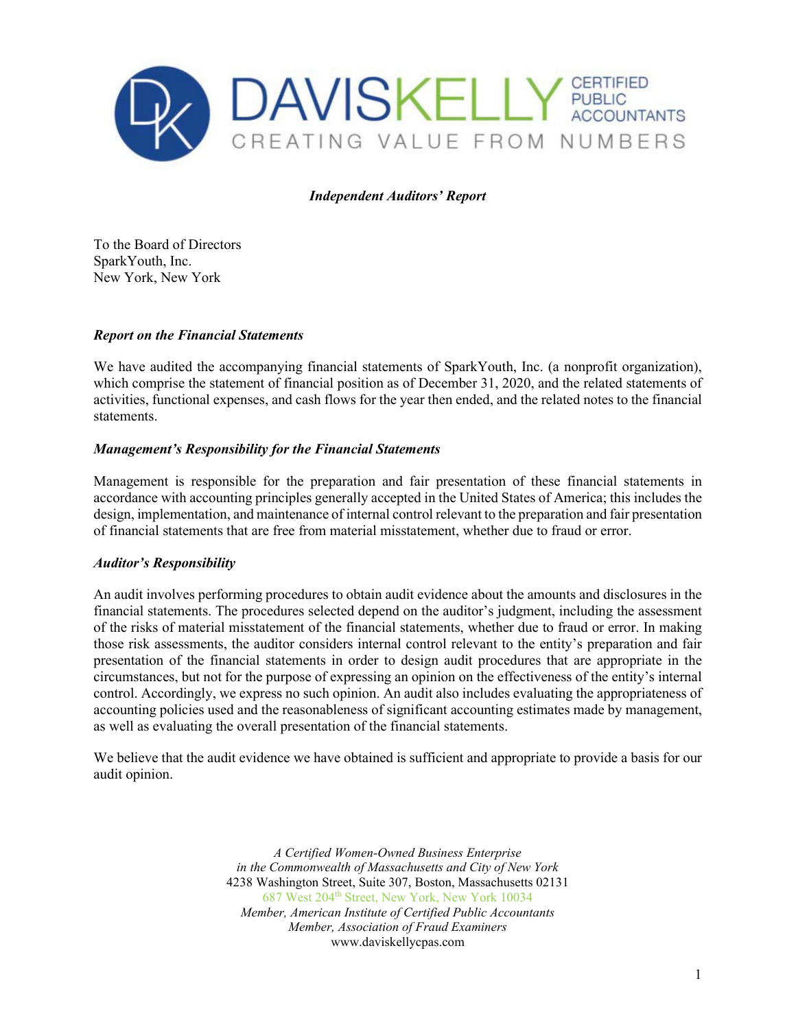DAVISKELLY CERTIFIED PUBLIC ACCOUNTANTS

CREATING VALUE FROM NUMBERS

## *Independent Auditors' Report*

To the Board of Directors
SparkYouth, Inc.
New York, New York

### *Report on the Financial Statements*

We have audited the accompanying financial statements of SparkYouth, Inc. (a nonprofit organization), which comprise the statement of financial position as of December 31, 2020, and the related statements of activities, functional expenses, and cash flows for the year then ended, and the related notes to the financial statements.

### *Management's Responsibility for the Financial Statements*

Management is responsible for the preparation and fair presentation of these financial statements in accordance with accounting principles generally accepted in the United States of America; this includes the design, implementation, and maintenance of internal control relevant to the preparation and fair presentation of financial statements that are free from material misstatement, whether due to fraud or error.

### *Auditor's Responsibility*

An audit involves performing procedures to obtain audit evidence about the amounts and disclosures in the financial statements. The procedures selected depend on the auditor's judgment, including the assessment of the risks of material misstatement of the financial statements, whether due to fraud or error. In making those risk assessments, the auditor considers internal control relevant to the entity's preparation and fair presentation of the financial statements in order to design audit procedures that are appropriate in the circumstances, but not for the purpose of expressing an opinion on the effectiveness of the entity's internal control. Accordingly, we express no such opinion. An audit also includes evaluating the appropriateness of accounting policies used and the reasonableness of significant accounting estimates made by management, as well as evaluating the overall presentation of the financial statements.

We believe that the audit evidence we have obtained is sufficient and appropriate to provide a basis for our audit opinion.

*A Certified Women-Owned Business Enterprise*
*in the Commonwealth of Massachusetts and City of New York*
4238 Washington Street, Suite 307, Boston, Massachusetts 02131
687 West 204th Street, New York, New York 10034
*Member, American Institute of Certified Public Accountants*
*Member, Association of Fraud Examiners*
www.daviskellycpas.com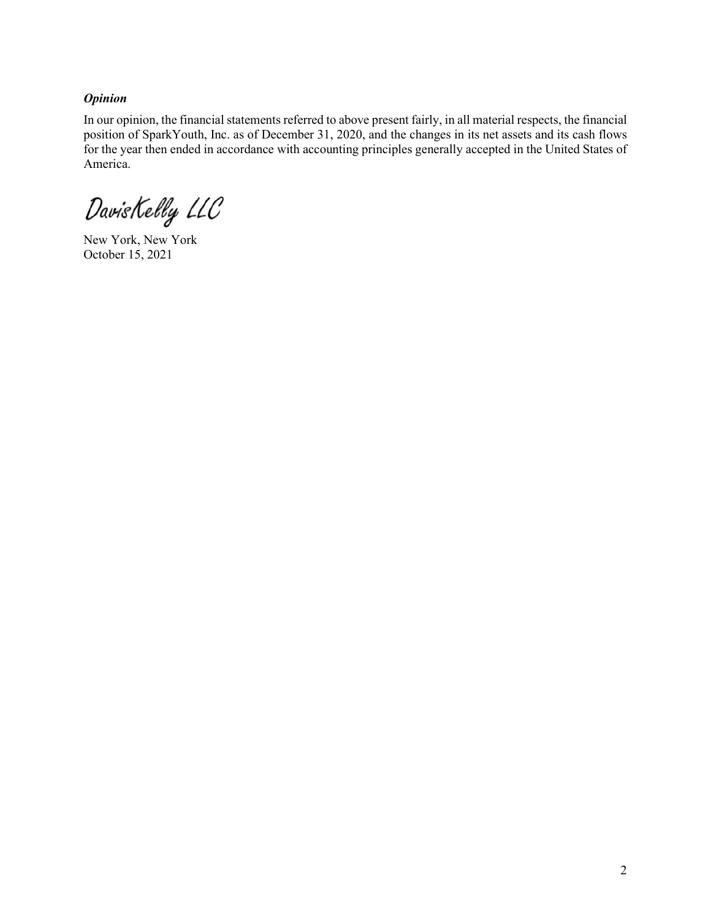### *Opinion*

In our opinion, the financial statements referred to above present fairly, in all material respects, the financial position of SparkYouth, Inc. as of December 31, 2020, and the changes in its net assets and its cash flows for the year then ended in accordance with accounting principles generally accepted in the United States of America.

DavisKelly LLC

New York, New York
October 15, 2021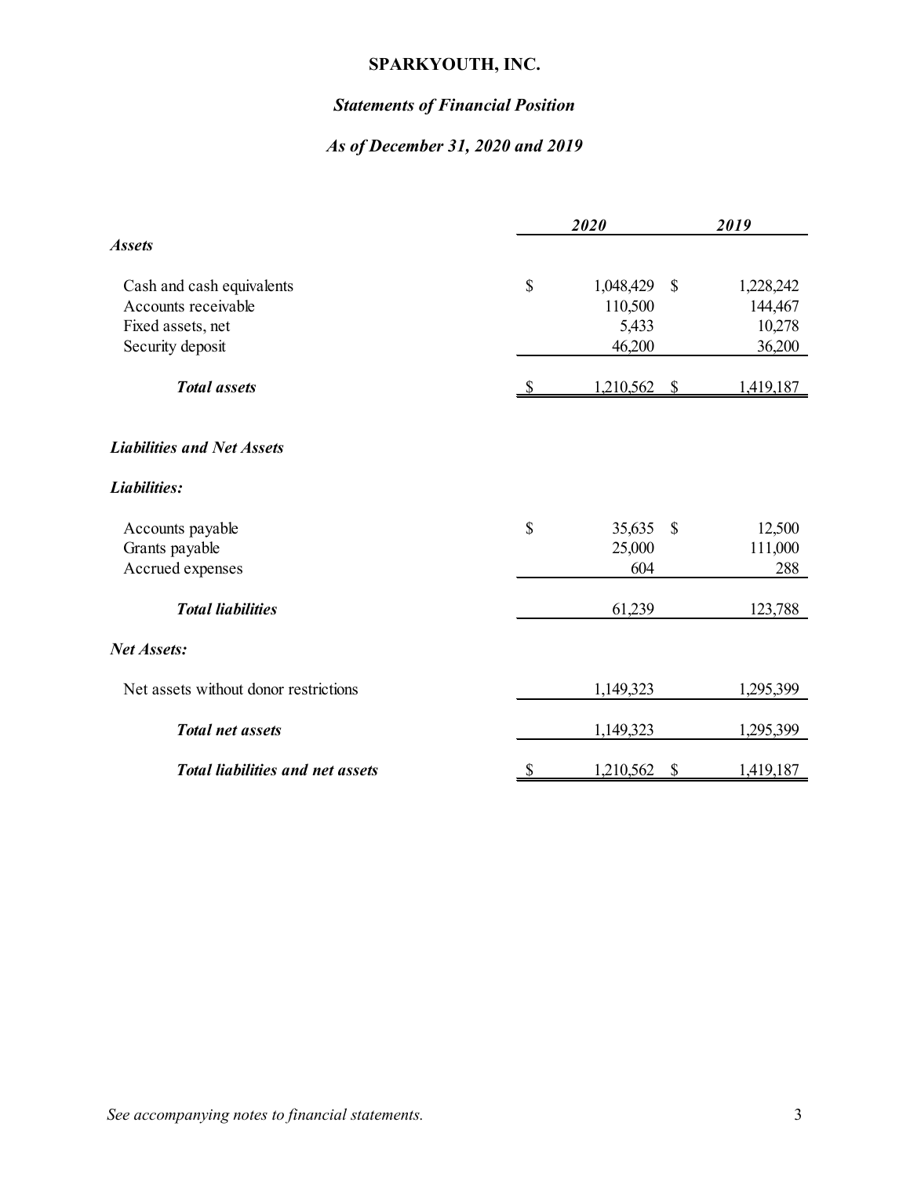# SPARKYOUTH, INC.

## *Statements of Financial Position*

### *As of December 31, 2020 and 2019*

| | 2020 | 2019 |
|---|---|---|
| ***Assets*** | | |
| Cash and cash equivalents | $ 1,048,429 | $ 1,228,242 |
| Accounts receivable | 110,500 | 144,467 |
| Fixed assets, net | 5,433 | 10,278 |
| Security deposit | 46,200 | 36,200 |
| ***Total assets*** | $ 1,210,562 | $ 1,419,187 |
| ***Liabilities and Net Assets*** | | |
| ***Liabilities:*** | | |
| Accounts payable | $ 35,635 | $ 12,500 |
| Grants payable | 25,000 | 111,000 |
| Accrued expenses | 604 | 288 |
| ***Total liabilities*** | 61,239 | 123,788 |
| ***Net Assets:*** | | |
| Net assets without donor restrictions | 1,149,323 | 1,295,399 |
| ***Total net assets*** | 1,149,323 | 1,295,399 |
| ***Total liabilities and net assets*** | $ 1,210,562 | $ 1,419,187 |

*See accompanying notes to financial statements.*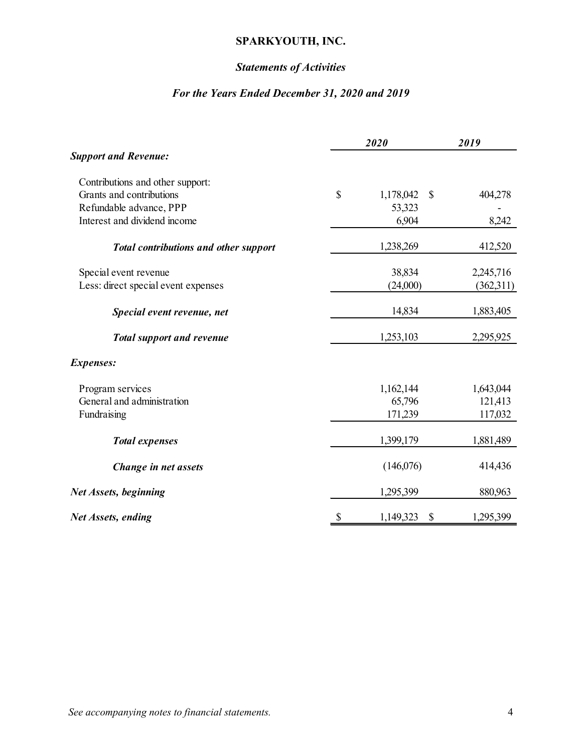# SPARKYOUTH, INC.

## *Statements of Activities*

### *For the Years Ended December 31, 2020 and 2019*

| | *2020* | *2019* |
|---|---|---|
| ***Support and Revenue:*** | | |
| Contributions and other support: | | |
| Grants and contributions | $ 1,178,042 | $ 404,278 |
| Refundable advance, PPP | 53,323 | - |
| Interest and dividend income | 6,904 | 8,242 |
| ***Total contributions and other support*** | 1,238,269 | 412,520 |
| Special event revenue | 38,834 | 2,245,716 |
| Less: direct special event expenses | (24,000) | (362,311) |
| ***Special event revenue, net*** | 14,834 | 1,883,405 |
| ***Total support and revenue*** | 1,253,103 | 2,295,925 |
| ***Expenses:*** | | |
| Program services | 1,162,144 | 1,643,044 |
| General and administration | 65,796 | 121,413 |
| Fundraising | 171,239 | 117,032 |
| ***Total expenses*** | 1,399,179 | 1,881,489 |
| ***Change in net assets*** | (146,076) | 414,436 |
| ***Net Assets, beginning*** | 1,295,399 | 880,963 |
| ***Net Assets, ending*** | $ 1,149,323 | $ 1,295,399 |

*See accompanying notes to financial statements.*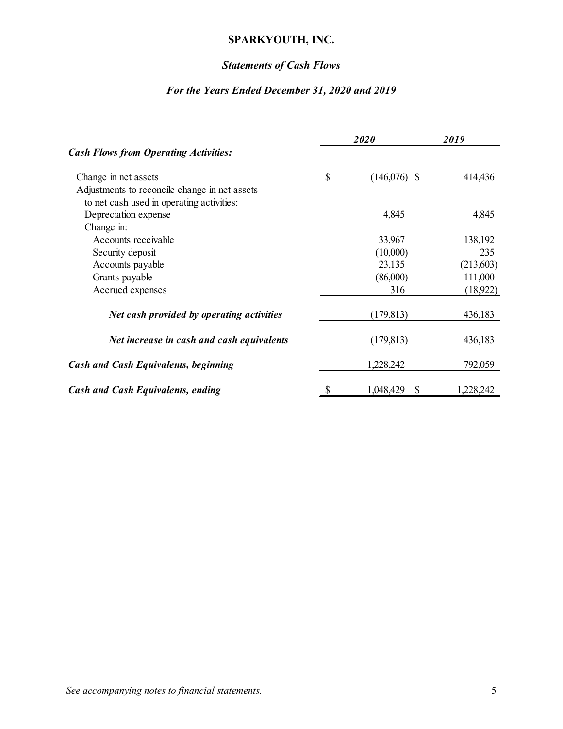# SPARKYOUTH, INC.

## *Statements of Cash Flows*

### *For the Years Ended December 31, 2020 and 2019*

| | 2020 | 2019 |
|---|---|---|
| ***Cash Flows from Operating Activities:*** | | |
| Change in net assets | $ (146,076) | $ 414,436 |
| Adjustments to reconcile change in net assets to net cash used in operating activities: | | |
| Depreciation expense | 4,845 | 4,845 |
| Change in: | | |
| Accounts receivable | 33,967 | 138,192 |
| Security deposit | (10,000) | 235 |
| Accounts payable | 23,135 | (213,603) |
| Grants payable | (86,000) | 111,000 |
| Accrued expenses | 316 | (18,922) |
| ***Net cash provided by operating activities*** | (179,813) | 436,183 |
| ***Net increase in cash and cash equivalents*** | (179,813) | 436,183 |
| ***Cash and Cash Equivalents, beginning*** | 1,228,242 | 792,059 |
| ***Cash and Cash Equivalents, ending*** | $ 1,048,429 | $ 1,228,242 |

*See accompanying notes to financial statements.*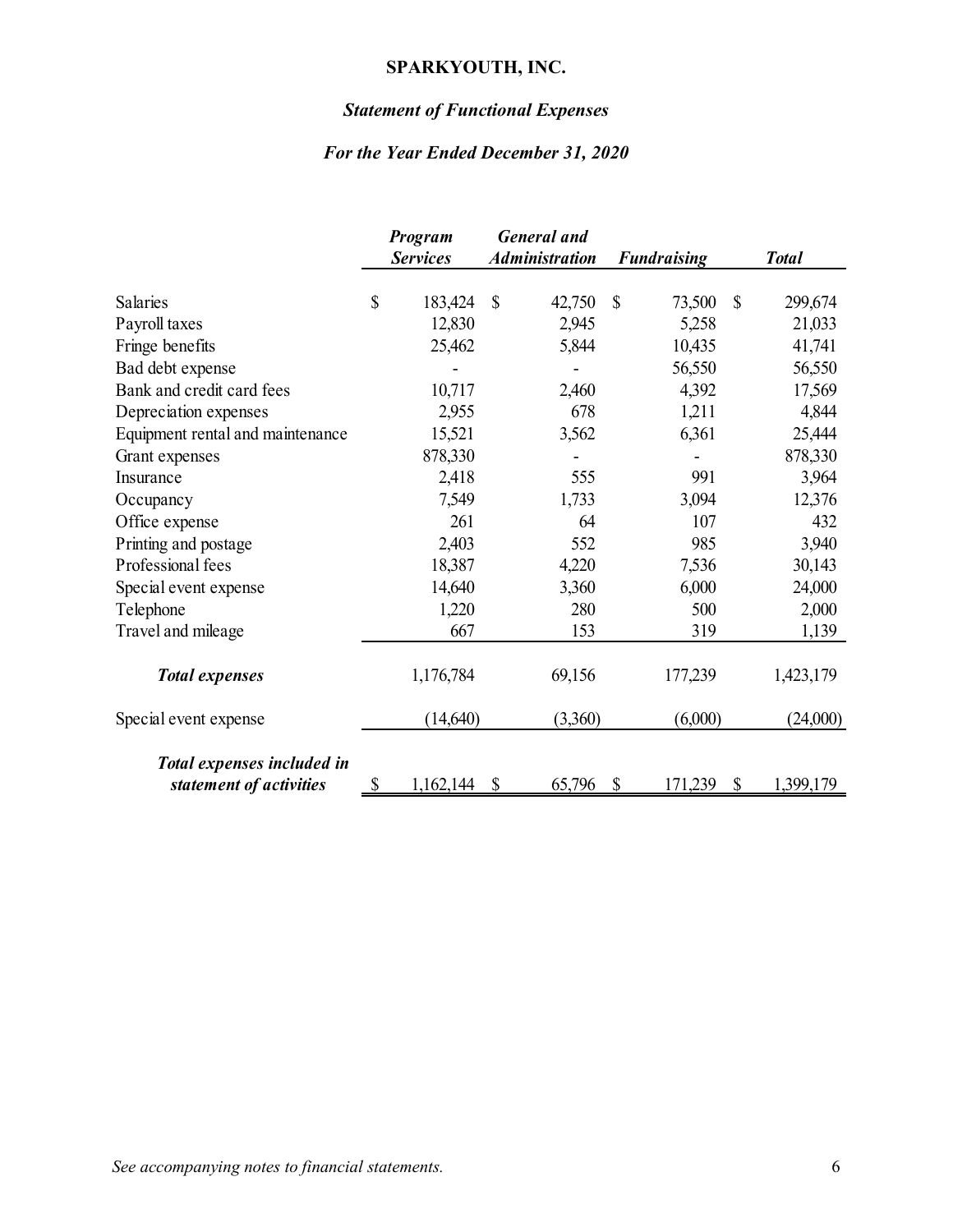# SPARKYOUTH, INC.

## *Statement of Functional Expenses*

### *For the Year Ended December 31, 2020*

| | *Program Services* | *General and Administration* | *Fundraising* | *Total* |
|---|---|---|---|---|
| Salaries | $ 183,424 | $ 42,750 | $ 73,500 | $ 299,674 |
| Payroll taxes | 12,830 | 2,945 | 5,258 | 21,033 |
| Fringe benefits | 25,462 | 5,844 | 10,435 | 41,741 |
| Bad debt expense | - | - | 56,550 | 56,550 |
| Bank and credit card fees | 10,717 | 2,460 | 4,392 | 17,569 |
| Depreciation expenses | 2,955 | 678 | 1,211 | 4,844 |
| Equipment rental and maintenance | 15,521 | 3,562 | 6,361 | 25,444 |
| Grant expenses | 878,330 | - | - | 878,330 |
| Insurance | 2,418 | 555 | 991 | 3,964 |
| Occupancy | 7,549 | 1,733 | 3,094 | 12,376 |
| Office expense | 261 | 64 | 107 | 432 |
| Printing and postage | 2,403 | 552 | 985 | 3,940 |
| Professional fees | 18,387 | 4,220 | 7,536 | 30,143 |
| Special event expense | 14,640 | 3,360 | 6,000 | 24,000 |
| Telephone | 1,220 | 280 | 500 | 2,000 |
| Travel and mileage | 667 | 153 | 319 | 1,139 |
| ***Total expenses*** | 1,176,784 | 69,156 | 177,239 | 1,423,179 |
| Special event expense | (14,640) | (3,360) | (6,000) | (24,000) |
| ***Total expenses included in statement of activities*** | $ 1,162,144 | $ 65,796 | $ 171,239 | $ 1,399,179 |

*See accompanying notes to financial statements.*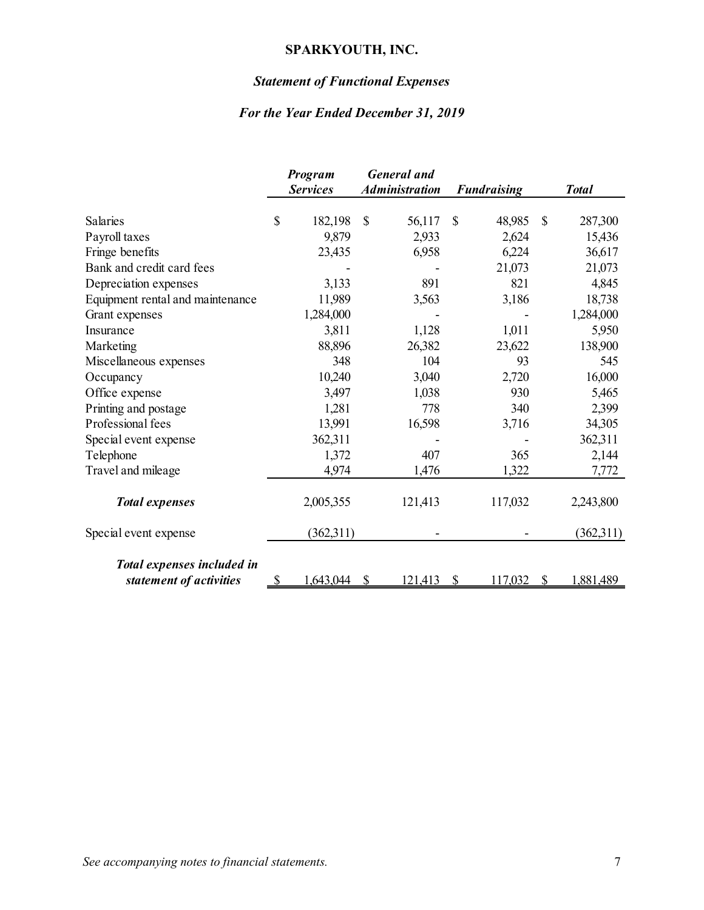# SPARKYOUTH, INC.

## *Statement of Functional Expenses*

### *For the Year Ended December 31, 2019*

| | *Program Services* | *General and Administration* | *Fundraising* | *Total* |
|---|---|---|---|---|
| Salaries | $ 182,198 | $ 56,117 | $ 48,985 | $ 287,300 |
| Payroll taxes | 9,879 | 2,933 | 2,624 | 15,436 |
| Fringe benefits | 23,435 | 6,958 | 6,224 | 36,617 |
| Bank and credit card fees | - | - | 21,073 | 21,073 |
| Depreciation expenses | 3,133 | 891 | 821 | 4,845 |
| Equipment rental and maintenance | 11,989 | 3,563 | 3,186 | 18,738 |
| Grant expenses | 1,284,000 | - | - | 1,284,000 |
| Insurance | 3,811 | 1,128 | 1,011 | 5,950 |
| Marketing | 88,896 | 26,382 | 23,622 | 138,900 |
| Miscellaneous expenses | 348 | 104 | 93 | 545 |
| Occupancy | 10,240 | 3,040 | 2,720 | 16,000 |
| Office expense | 3,497 | 1,038 | 930 | 5,465 |
| Printing and postage | 1,281 | 778 | 340 | 2,399 |
| Professional fees | 13,991 | 16,598 | 3,716 | 34,305 |
| Special event expense | 362,311 | - | - | 362,311 |
| Telephone | 1,372 | 407 | 365 | 2,144 |
| Travel and mileage | 4,974 | 1,476 | 1,322 | 7,772 |
| ***Total expenses*** | 2,005,355 | 121,413 | 117,032 | 2,243,800 |
| Special event expense | (362,311) | - | - | (362,311) |
| ***Total expenses included in statement of activities*** | $ 1,643,044 | $ 121,413 | $ 117,032 | $ 1,881,489 |

*See accompanying notes to financial statements.*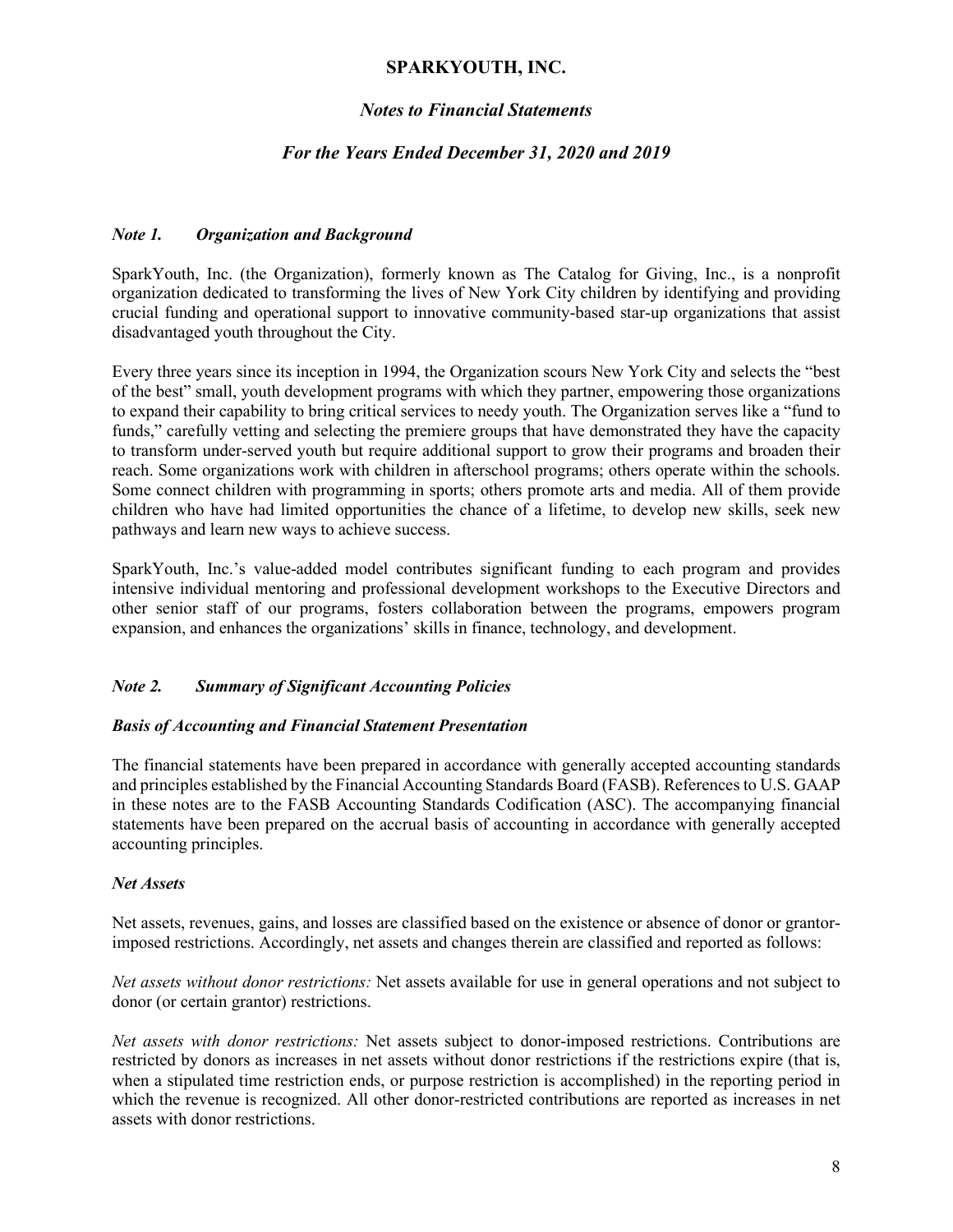# SPARKYOUTH, INC.

## *Notes to Financial Statements*

## *For the Years Ended December 31, 2020 and 2019*

### *Note 1. Organization and Background*

SparkYouth, Inc. (the Organization), formerly known as The Catalog for Giving, Inc., is a nonprofit organization dedicated to transforming the lives of New York City children by identifying and providing crucial funding and operational support to innovative community-based star-up organizations that assist disadvantaged youth throughout the City.

Every three years since its inception in 1994, the Organization scours New York City and selects the "best of the best" small, youth development programs with which they partner, empowering those organizations to expand their capability to bring critical services to needy youth. The Organization serves like a "fund to funds," carefully vetting and selecting the premiere groups that have demonstrated they have the capacity to transform under-served youth but require additional support to grow their programs and broaden their reach. Some organizations work with children in afterschool programs; others operate within the schools. Some connect children with programming in sports; others promote arts and media. All of them provide children who have had limited opportunities the chance of a lifetime, to develop new skills, seek new pathways and learn new ways to achieve success.

SparkYouth, Inc.'s value-added model contributes significant funding to each program and provides intensive individual mentoring and professional development workshops to the Executive Directors and other senior staff of our programs, fosters collaboration between the programs, empowers program expansion, and enhances the organizations' skills in finance, technology, and development.

### *Note 2. Summary of Significant Accounting Policies*

#### *Basis of Accounting and Financial Statement Presentation*

The financial statements have been prepared in accordance with generally accepted accounting standards and principles established by the Financial Accounting Standards Board (FASB). References to U.S. GAAP in these notes are to the FASB Accounting Standards Codification (ASC). The accompanying financial statements have been prepared on the accrual basis of accounting in accordance with generally accepted accounting principles.

#### *Net Assets*

Net assets, revenues, gains, and losses are classified based on the existence or absence of donor or grantor-imposed restrictions. Accordingly, net assets and changes therein are classified and reported as follows:

*Net assets without donor restrictions:* Net assets available for use in general operations and not subject to donor (or certain grantor) restrictions.

*Net assets with donor restrictions:* Net assets subject to donor-imposed restrictions. Contributions are restricted by donors as increases in net assets without donor restrictions if the restrictions expire (that is, when a stipulated time restriction ends, or purpose restriction is accomplished) in the reporting period in which the revenue is recognized. All other donor-restricted contributions are reported as increases in net assets with donor restrictions.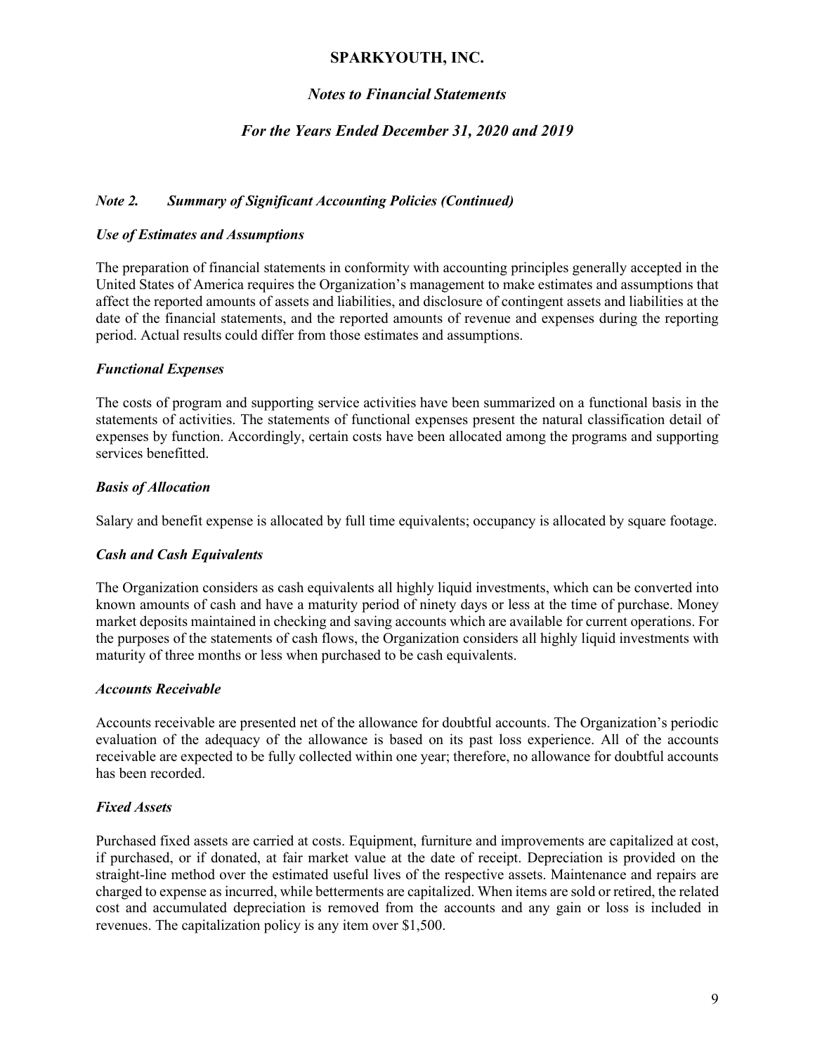# SPARKYOUTH, INC.

## *Notes to Financial Statements*

## *For the Years Ended December 31, 2020 and 2019*

### *Note 2. Summary of Significant Accounting Policies (Continued)*

#### *Use of Estimates and Assumptions*

The preparation of financial statements in conformity with accounting principles generally accepted in the United States of America requires the Organization's management to make estimates and assumptions that affect the reported amounts of assets and liabilities, and disclosure of contingent assets and liabilities at the date of the financial statements, and the reported amounts of revenue and expenses during the reporting period. Actual results could differ from those estimates and assumptions.

#### *Functional Expenses*

The costs of program and supporting service activities have been summarized on a functional basis in the statements of activities. The statements of functional expenses present the natural classification detail of expenses by function. Accordingly, certain costs have been allocated among the programs and supporting services benefitted.

#### *Basis of Allocation*

Salary and benefit expense is allocated by full time equivalents; occupancy is allocated by square footage.

#### *Cash and Cash Equivalents*

The Organization considers as cash equivalents all highly liquid investments, which can be converted into known amounts of cash and have a maturity period of ninety days or less at the time of purchase. Money market deposits maintained in checking and saving accounts which are available for current operations. For the purposes of the statements of cash flows, the Organization considers all highly liquid investments with maturity of three months or less when purchased to be cash equivalents.

#### *Accounts Receivable*

Accounts receivable are presented net of the allowance for doubtful accounts. The Organization's periodic evaluation of the adequacy of the allowance is based on its past loss experience. All of the accounts receivable are expected to be fully collected within one year; therefore, no allowance for doubtful accounts has been recorded.

#### *Fixed Assets*

Purchased fixed assets are carried at costs. Equipment, furniture and improvements are capitalized at cost, if purchased, or if donated, at fair market value at the date of receipt. Depreciation is provided on the straight-line method over the estimated useful lives of the respective assets. Maintenance and repairs are charged to expense as incurred, while betterments are capitalized. When items are sold or retired, the related cost and accumulated depreciation is removed from the accounts and any gain or loss is included in revenues. The capitalization policy is any item over $1,500.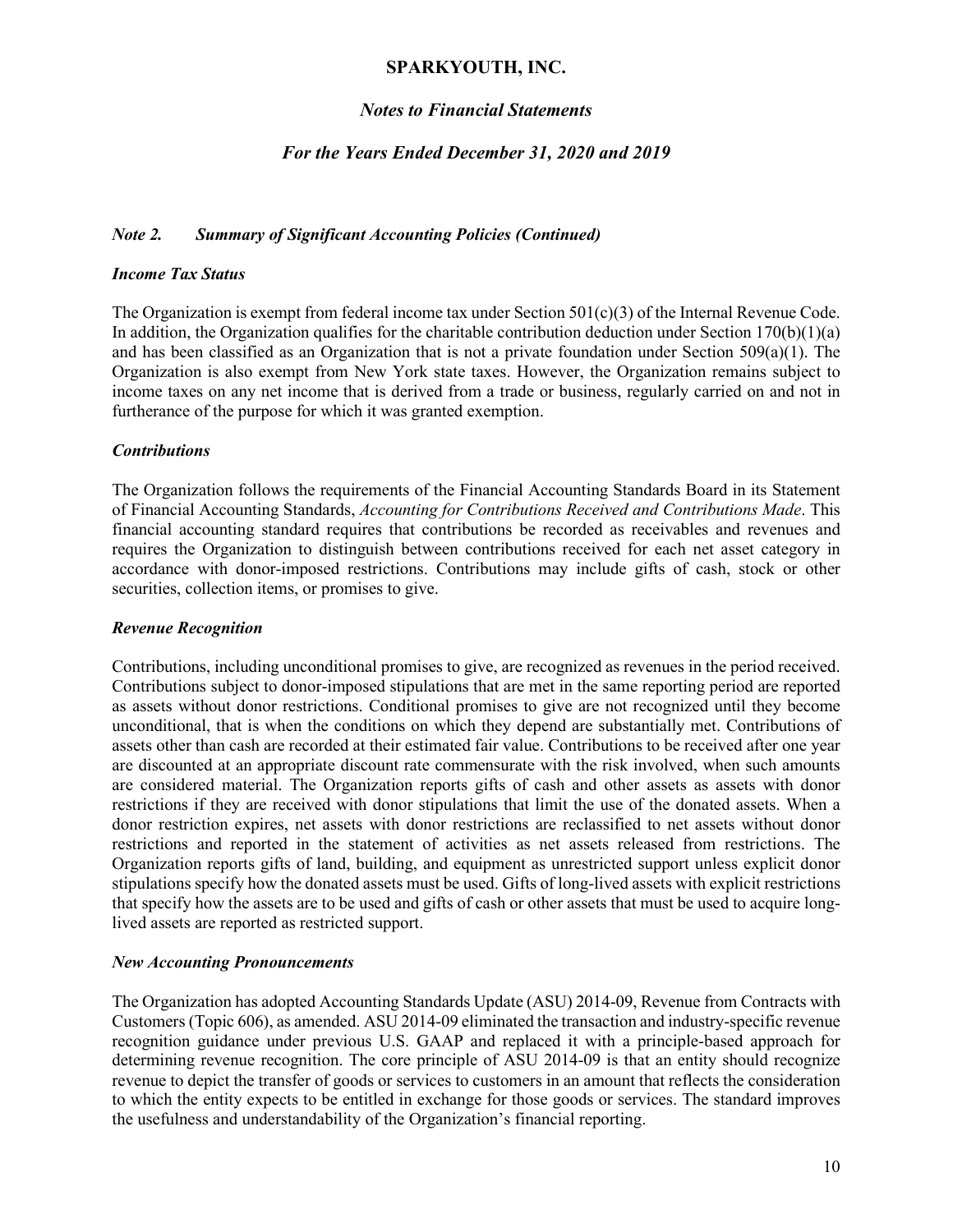# SPARKYOUTH, INC.

## *Notes to Financial Statements*

### *For the Years Ended December 31, 2020 and 2019*

### *Note 2. Summary of Significant Accounting Policies (Continued)*

#### *Income Tax Status*

The Organization is exempt from federal income tax under Section 501(c)(3) of the Internal Revenue Code. In addition, the Organization qualifies for the charitable contribution deduction under Section 170(b)(1)(a) and has been classified as an Organization that is not a private foundation under Section 509(a)(1). The Organization is also exempt from New York state taxes. However, the Organization remains subject to income taxes on any net income that is derived from a trade or business, regularly carried on and not in furtherance of the purpose for which it was granted exemption.

#### *Contributions*

The Organization follows the requirements of the Financial Accounting Standards Board in its Statement of Financial Accounting Standards, *Accounting for Contributions Received and Contributions Made*. This financial accounting standard requires that contributions be recorded as receivables and revenues and requires the Organization to distinguish between contributions received for each net asset category in accordance with donor-imposed restrictions. Contributions may include gifts of cash, stock or other securities, collection items, or promises to give.

#### *Revenue Recognition*

Contributions, including unconditional promises to give, are recognized as revenues in the period received. Contributions subject to donor-imposed stipulations that are met in the same reporting period are reported as assets without donor restrictions. Conditional promises to give are not recognized until they become unconditional, that is when the conditions on which they depend are substantially met. Contributions of assets other than cash are recorded at their estimated fair value. Contributions to be received after one year are discounted at an appropriate discount rate commensurate with the risk involved, when such amounts are considered material. The Organization reports gifts of cash and other assets as assets with donor restrictions if they are received with donor stipulations that limit the use of the donated assets. When a donor restriction expires, net assets with donor restrictions are reclassified to net assets without donor restrictions and reported in the statement of activities as net assets released from restrictions. The Organization reports gifts of land, building, and equipment as unrestricted support unless explicit donor stipulations specify how the donated assets must be used. Gifts of long-lived assets with explicit restrictions that specify how the assets are to be used and gifts of cash or other assets that must be used to acquire long-lived assets are reported as restricted support.

#### *New Accounting Pronouncements*

The Organization has adopted Accounting Standards Update (ASU) 2014-09, Revenue from Contracts with Customers (Topic 606), as amended. ASU 2014-09 eliminated the transaction and industry-specific revenue recognition guidance under previous U.S. GAAP and replaced it with a principle-based approach for determining revenue recognition. The core principle of ASU 2014-09 is that an entity should recognize revenue to depict the transfer of goods or services to customers in an amount that reflects the consideration to which the entity expects to be entitled in exchange for those goods or services. The standard improves the usefulness and understandability of the Organization's financial reporting.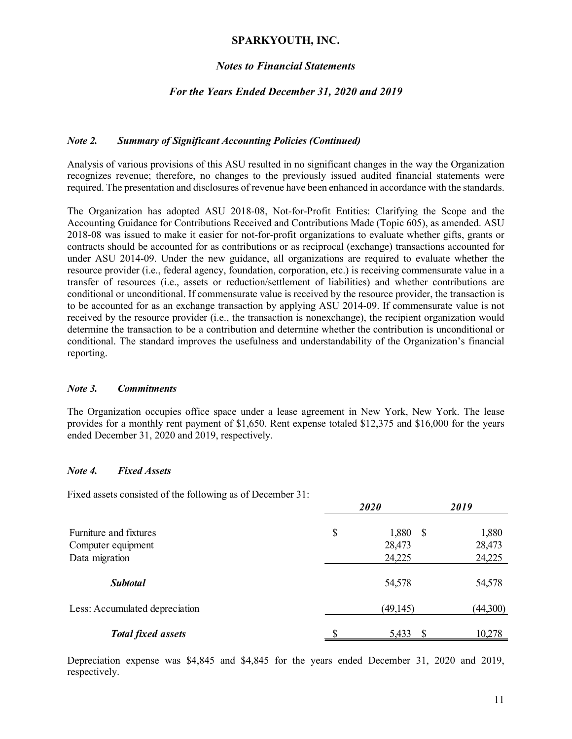# SPARKYOUTH, INC.

## *Notes to Financial Statements*

### *For the Years Ended December 31, 2020 and 2019*

***Note 2. Summary of Significant Accounting Policies (Continued)***

Analysis of various provisions of this ASU resulted in no significant changes in the way the Organization recognizes revenue; therefore, no changes to the previously issued audited financial statements were required. The presentation and disclosures of revenue have been enhanced in accordance with the standards.

The Organization has adopted ASU 2018-08, Not-for-Profit Entities: Clarifying the Scope and the Accounting Guidance for Contributions Received and Contributions Made (Topic 605), as amended. ASU 2018-08 was issued to make it easier for not-for-profit organizations to evaluate whether gifts, grants or contracts should be accounted for as contributions or as reciprocal (exchange) transactions accounted for under ASU 2014-09. Under the new guidance, all organizations are required to evaluate whether the resource provider (i.e., federal agency, foundation, corporation, etc.) is receiving commensurate value in a transfer of resources (i.e., assets or reduction/settlement of liabilities) and whether contributions are conditional or unconditional. If commensurate value is received by the resource provider, the transaction is to be accounted for as an exchange transaction by applying ASU 2014-09. If commensurate value is not received by the resource provider (i.e., the transaction is nonexchange), the recipient organization would determine the transaction to be a contribution and determine whether the contribution is unconditional or conditional. The standard improves the usefulness and understandability of the Organization's financial reporting.

***Note 3. Commitments***

The Organization occupies office space under a lease agreement in New York, New York. The lease provides for a monthly rent payment of $1,650. Rent expense totaled $12,375 and $16,000 for the years ended December 31, 2020 and 2019, respectively.

***Note 4. Fixed Assets***

Fixed assets consisted of the following as of December 31:

| | *2020* | *2019* |
|---|---|---|
| Furniture and fixtures | $ 1,880 | $ 1,880 |
| Computer equipment | 28,473 | 28,473 |
| Data migration | 24,225 | 24,225 |
| ***Subtotal*** | 54,578 | 54,578 |
| Less: Accumulated depreciation | (49,145) | (44,300) |
| ***Total fixed assets*** | $ 5,433 | $ 10,278 |

Depreciation expense was $4,845 and $4,845 for the years ended December 31, 2020 and 2019, respectively.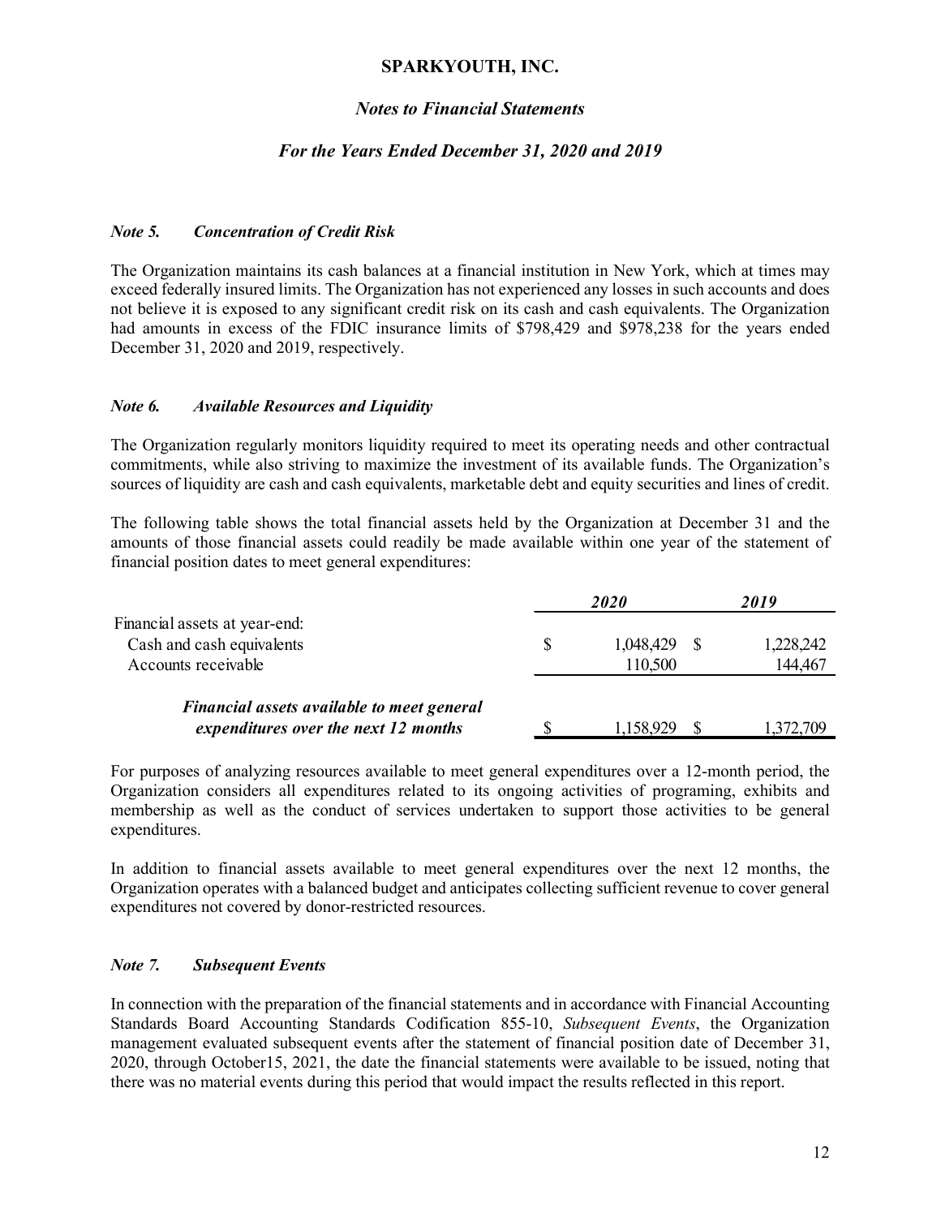# SPARKYOUTH, INC.

## *Notes to Financial Statements*

## *For the Years Ended December 31, 2020 and 2019*

### *Note 5. Concentration of Credit Risk*

The Organization maintains its cash balances at a financial institution in New York, which at times may exceed federally insured limits. The Organization has not experienced any losses in such accounts and does not believe it is exposed to any significant credit risk on its cash and cash equivalents. The Organization had amounts in excess of the FDIC insurance limits of $798,429 and $978,238 for the years ended December 31, 2020 and 2019, respectively.

### *Note 6. Available Resources and Liquidity*

The Organization regularly monitors liquidity required to meet its operating needs and other contractual commitments, while also striving to maximize the investment of its available funds. The Organization's sources of liquidity are cash and cash equivalents, marketable debt and equity securities and lines of credit.

The following table shows the total financial assets held by the Organization at December 31 and the amounts of those financial assets could readily be made available within one year of the statement of financial position dates to meet general expenditures:

| | *2020* | *2019* |
|---|---|---|
| Financial assets at year-end: | | |
| Cash and cash equivalents | $ 1,048,429 | $ 1,228,242 |
| Accounts receivable | 110,500 | 144,467 |
| ***Financial assets available to meet general expenditures over the next 12 months*** | $ 1,158,929 | $ 1,372,709 |

For purposes of analyzing resources available to meet general expenditures over a 12-month period, the Organization considers all expenditures related to its ongoing activities of programing, exhibits and membership as well as the conduct of services undertaken to support those activities to be general expenditures.

In addition to financial assets available to meet general expenditures over the next 12 months, the Organization operates with a balanced budget and anticipates collecting sufficient revenue to cover general expenditures not covered by donor-restricted resources.

### *Note 7. Subsequent Events*

In connection with the preparation of the financial statements and in accordance with Financial Accounting Standards Board Accounting Standards Codification 855-10, *Subsequent Events*, the Organization management evaluated subsequent events after the statement of financial position date of December 31, 2020, through October15, 2021, the date the financial statements were available to be issued, noting that there was no material events during this period that would impact the results reflected in this report.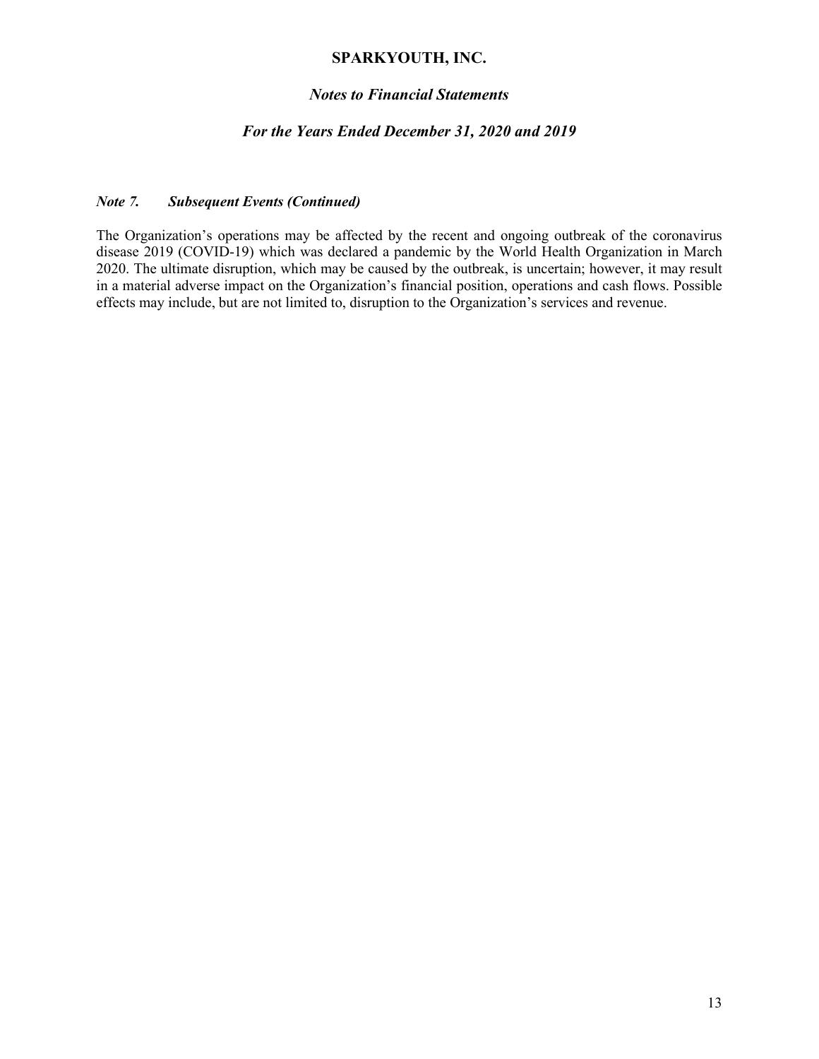# SPARKYOUTH, INC.

## *Notes to Financial Statements*

### *For the Years Ended December 31, 2020 and 2019*

***Note 7. Subsequent Events (Continued)***

The Organization's operations may be affected by the recent and ongoing outbreak of the coronavirus disease 2019 (COVID-19) which was declared a pandemic by the World Health Organization in March 2020. The ultimate disruption, which may be caused by the outbreak, is uncertain; however, it may result in a material adverse impact on the Organization's financial position, operations and cash flows. Possible effects may include, but are not limited to, disruption to the Organization's services and revenue.